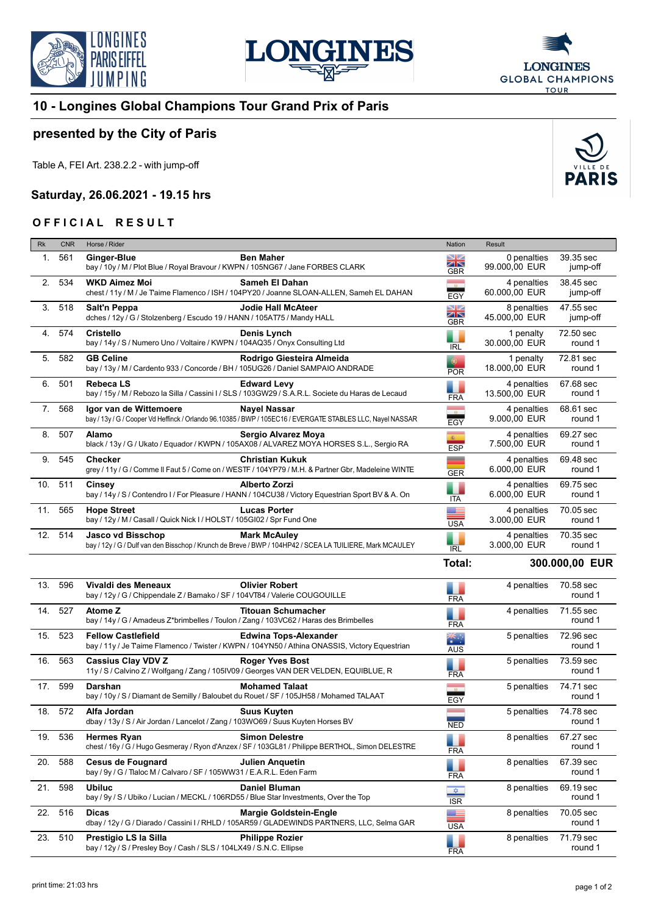# 10 - Longines Global Champions Tour Grand Prix of Paris

## presented by the City of Paris

Table A, FEI Art. 238.2.2 - with jump-off

### Saturday, 26.06.2021 - 19.15 hrs

### OFFICIAL RESULT

| Rk | CNR | Horse / Rider | Nation | Result | |
|---|---|---|---|---|---|
| 1. | 561 | **Ginger-Blue** **Ben Maher**<br>bay / 10y / M / Plot Blue / Royal Bravour / KWPN / 105NG67 / Jane FORBES CLARK | GBR | 0 penalties<br>99.000,00 EUR | 39.35 sec<br>jump-off |
| 2. | 534 | **WKD Aimez Moi** **Sameh El Dahan**<br>chest / 11y / M / Je Taime Flamenco / ISH / 104PY20 / Joanne SLOAN-ALLEN, Sameh EL DAHAN | EGY | 4 penalties<br>60.000,00 EUR | 38.45 sec<br>jump-off |
| 3. | 518 | **Salt'n Peppa** **Jodie Hall McAteer**<br>dches / 12y / G / Stolzenberg / Escudo 19 / HANN / 105AT75 / Mandy HALL | GBR | 8 penalties<br>45.000,00 EUR | 47.55 sec<br>jump-off |
| 4. | 574 | **Cristello** **Denis Lynch**<br>bay / 14y / S / Numero Uno / Voltaire / KWPN / 104AQ35 / Onyx Consulting Ltd | IRL | 1 penalty<br>30.000,00 EUR | 72.50 sec<br>round 1 |
| 5. | 582 | **GB Celine** **Rodrigo Giesteira Almeida**<br>bay / 13y / M / Cardento 933 / Concorde / BH / 105UG26 / Daniel SAMPAIO ANDRADE | POR | 1 penalty<br>18.000,00 EUR | 72.81 sec<br>round 1 |
| 6. | 501 | **Rebeca LS** **Edward Levy**<br>bay / 15y / M / Rebozo la Silla / Cassini I / SLS / 103GW29 / S.A.R.L. Societe du Haras de Lecaud | FRA | 4 penalties<br>13.500,00 EUR | 67.68 sec<br>round 1 |
| 7. | 568 | **Igor van de Wittemoere** **Nayel Nassar**<br>bay / 13y / G / Cooper Vd Heffinck / Orlando 96.10385 / BWP / 105EC16 / EVERGATE STABLES LLC, Nayel NASSAR | EGY | 4 penalties<br>9.000,00 EUR | 68.61 sec<br>round 1 |
| 8. | 507 | **Alamo** **Sergio Alvarez Moya**<br>black / 13y / G / Ukato / Equador / KWPN / 105AX08 / ALVAREZ MOYA HORSES S.L., Sergio RA | ESP | 4 penalties<br>7.500,00 EUR | 69.27 sec<br>round 1 |
| 9. | 545 | **Checker** **Christian Kukuk**<br>grey / 11y / G / Comme Il Faut 5 / Come on / WESTF / 104YP79 / M.H. & Partner Gbr, Madeleine WINTE | GER | 4 penalties<br>6.000,00 EUR | 69.48 sec<br>round 1 |
| 10. | 511 | **Cinsey** **Alberto Zorzi**<br>bay / 14y / S / Contendro I / For Pleasure / HANN / 104CU38 / Victory Equestrian Sport BV & A. On | ITA | 4 penalties<br>6.000,00 EUR | 69.75 sec<br>round 1 |
| 11. | 565 | **Hope Street** **Lucas Porter**<br>bay / 12y / M / Casall / Quick Nick I / HOLST / 105GI02 / Spr Fund One | USA | 4 penalties<br>3.000,00 EUR | 70.05 sec<br>round 1 |
| 12. | 514 | **Jasco vd Bisschop** **Mark McAuley**<br>bay / 12y / G / Dulf van den Bisschop / Krunch de Breve / BWP / 104HP42 / SCEA LA TUILIERE, Mark MCAULEY | IRL | 4 penalties<br>3.000,00 EUR | 70.35 sec<br>round 1 |
| | | | **Total:** | **300.000,00 EUR** | |
| 13. | 596 | **Vivaldi des Meneaux** **Olivier Robert**<br>bay / 12y / G / Chippendale Z / Bamako / SF / 104VT84 / Valerie COUGOUILLE | FRA | 4 penalties | 70.58 sec<br>round 1 |
| 14. | 527 | **Atome Z** **Titouan Schumacher**<br>bay / 14y / G / Amadeus Z*brimbelles / Toulon / Zang / 103VC62 / Haras des Brimbelles | FRA | 4 penalties | 71.55 sec<br>round 1 |
| 15. | 523 | **Fellow Castlefield** **Edwina Tops-Alexander**<br>bay / 11y / Je Taime Flamenco / Twister / KWPN / 104YN50 / Athina ONASSIS, Victory Equestrian | AUS | 5 penalties | 72.96 sec<br>round 1 |
| 16. | 563 | **Cassius Clay VDV Z** **Roger Yves Bost**<br>11y / S / Calvino Z / Wolfgang / Zang / 105IV09 / Georges VAN DER VELDEN, EQUIBLUE, R | FRA | 5 penalties | 73.59 sec<br>round 1 |
| 17. | 599 | **Darshan** **Mohamed Talaat**<br>bay / 10y / S / Diamant de Semilly / Baloubet du Rouet / SF / 105JH58 / Mohamed TALAAT | EGY | 5 penalties | 74.71 sec<br>round 1 |
| 18. | 572 | **Alfa Jordan** **Suus Kuyten**<br>dbay / 13y / S / Air Jordan / Lancelot / Zang / 103WO69 / Suus Kuyten Horses BV | NED | 5 penalties | 74.78 sec<br>round 1 |
| 19. | 536 | **Hermes Ryan** **Simon Delestre**<br>chest / 16y / G / Hugo Gesmeray / Ryon d'Anzex / SF / 103GL81 / Philippe BERTHOL, Simon DELESTRE | FRA | 8 penalties | 67.27 sec<br>round 1 |
| 20. | 588 | **Cesus de Fougnard** **Julien Anquetin**<br>bay / 9y / G / Tlaloc M / Calvaro / SF / 105WW31 / E.A.R.L. Eden Farm | FRA | 8 penalties | 67.39 sec<br>round 1 |
| 21. | 598 | **Ubiluc** **Daniel Bluman**<br>bay / 9y / S / Ubiko / Lucian / MECKL / 106RD55 / Blue Star Investments, Over the Top | ISR | 8 penalties | 69.19 sec<br>round 1 |
| 22. | 516 | **Dicas** **Margie Goldstein-Engle**<br>dbay / 12y / G / Diarado / Cassini I / RHLD / 105AR59 / GLADEWINDS PARTNERS, LLC, Selma GAR | USA | 8 penalties | 70.05 sec<br>round 1 |
| 23. | 510 | **Prestigio LS la Silla** **Philippe Rozier**<br>bay / 12y / S / Presley Boy / Cash / SLS / 104LX49 / S.N.C. Ellipse | FRA | 8 penalties | 71.79 sec<br>round 1 |

print time: 21:03 hrs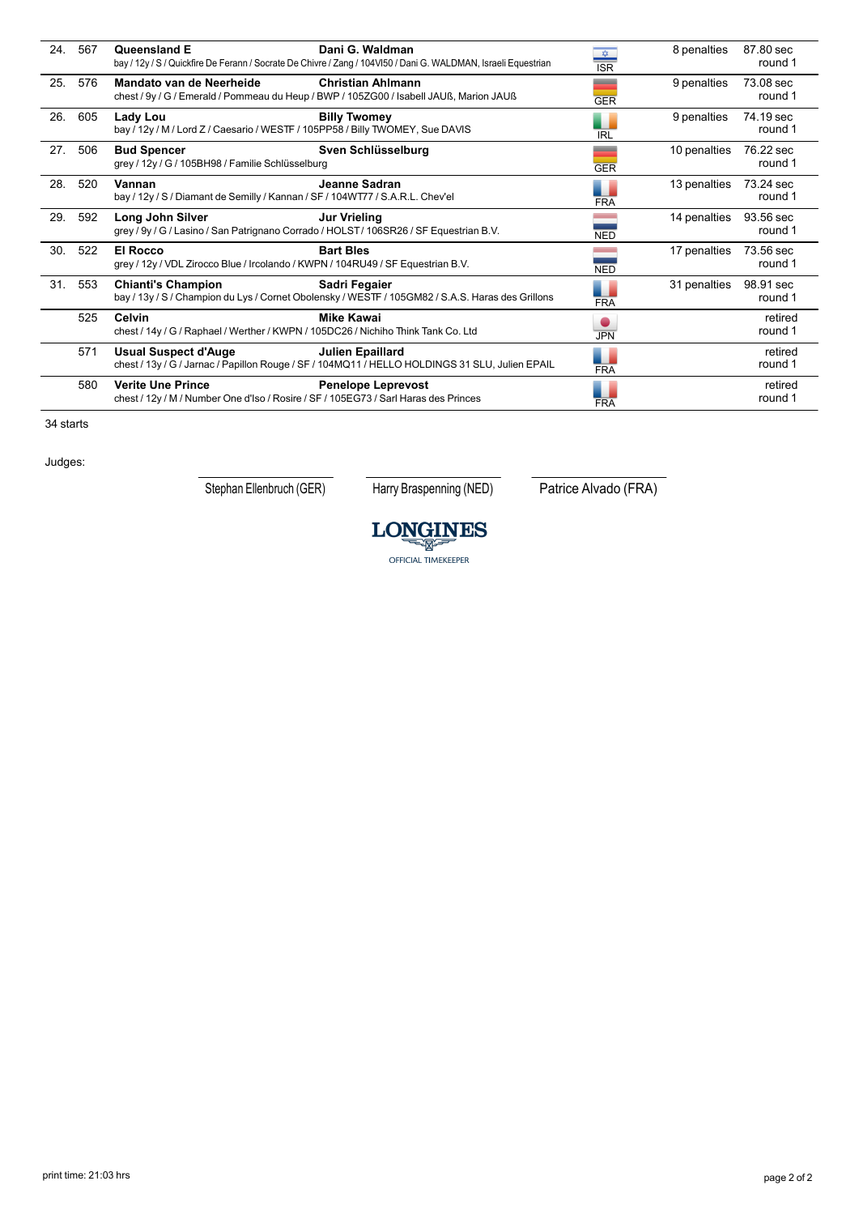| | | | | | | |
|---|---|---|---|---|---|---|
| 24. | 567 | **Queensland E** bay / 12y / S / Quickfire De Ferann / Socrate De Chivre / Zang / 104VI50 / Dani G. WALDMAN, Israeli Equestrian | **Dani G. Waldman** | ISR | 8 penalties | 87.80 sec round 1 |
| 25. | 576 | **Mandato van de Neerheide** chest / 9y / G / Emerald / Pommeau du Heup / BWP / 105ZG00 / Isabell JAUß, Marion JAUß | **Christian Ahlmann** | GER | 9 penalties | 73.08 sec round 1 |
| 26. | 605 | **Lady Lou** bay / 12y / M / Lord Z / Caesario / WESTF / 105PP58 / Billy TWOMEY, Sue DAVIS | **Billy Twomey** | IRL | 9 penalties | 74.19 sec round 1 |
| 27. | 506 | **Bud Spencer** grey / 12y / G / 105BH98 / Familie Schlüsselburg | **Sven Schlüsselburg** | GER | 10 penalties | 76.22 sec round 1 |
| 28. | 520 | **Vannan** bay / 12y / S / Diamant de Semilly / Kannan / SF / 104WT77 / S.A.R.L. Chev'el | **Jeanne Sadran** | FRA | 13 penalties | 73.24 sec round 1 |
| 29. | 592 | **Long John Silver** grey / 9y / G / Lasino / San Patrignano Corrado / HOLST / 106SR26 / SF Equestrian B.V. | **Jur Vrieling** | NED | 14 penalties | 93.56 sec round 1 |
| 30. | 522 | **El Rocco** grey / 12y / VDL Zirocco Blue / Ircolando / KWPN / 104RU49 / SF Equestrian B.V. | **Bart Bles** | NED | 17 penalties | 73.56 sec round 1 |
| 31. | 553 | **Chianti's Champion** bay / 13y / S / Champion du Lys / Cornet Obolensky / WESTF / 105GM82 / S.A.S. Haras des Grillons | **Sadri Fegaier** | FRA | 31 penalties | 98.91 sec round 1 |
| | 525 | **Celvin** chest / 14y / G / Raphael / Werther / KWPN / 105DC26 / Nichiho Think Tank Co. Ltd | **Mike Kawai** | JPN | | retired round 1 |
| | 571 | **Usual Suspect d'Auge** chest / 13y / G / Jarnac / Papillon Rouge / SF / 104MQ11 / HELLO HOLDINGS 31 SLU, Julien EPAIL | **Julien Epaillard** | FRA | | retired round 1 |
| | 580 | **Verite Une Prince** chest / 12y / M / Number One d'Iso / Rosire / SF / 105EG73 / Sarl Haras des Princes | **Penelope Leprevost** | FRA | | retired round 1 |

34 starts

Judges:

Stephan Ellenbruch (GER) Harry Braspenning (NED) Patrice Alvado (FRA)

LONGINES
OFFICIAL TIMEKEEPER

print time: 21:03 hrs